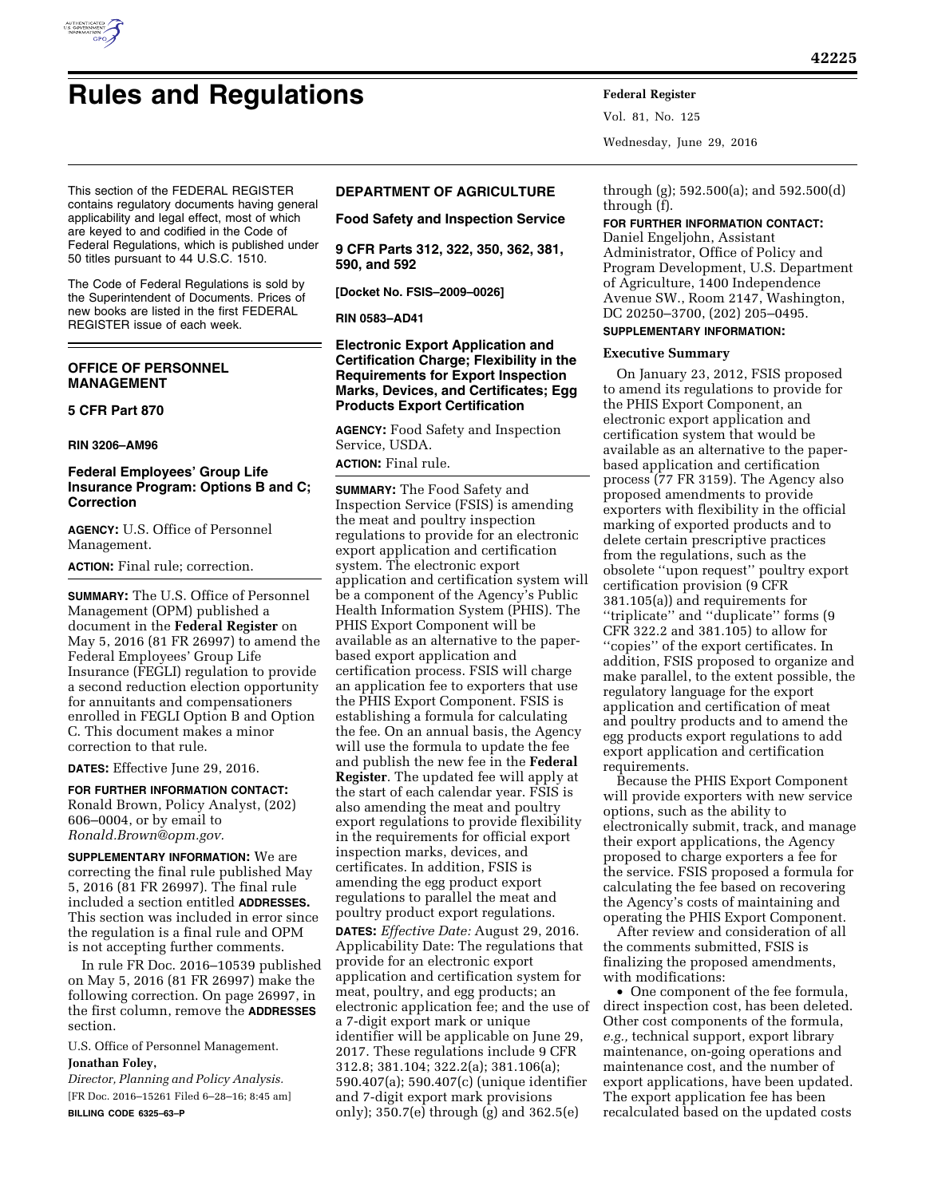# Rules and Regulations

This section of the FEDERAL REGISTER contains regulatory documents having general applicability and legal effect, most of which are keyed to and codified in the Code of Federal Regulations, which is published under 50 titles pursuant to 44 U.S.C. 1510.

The Code of Federal Regulations is sold by the Superintendent of Documents. Prices of new books are listed in the first FEDERAL REGISTER issue of each week.

## OFFICE OF PERSONNEL MANAGEMENT

### 5 CFR Part 870

**RIN 3206–AM96**

### Federal Employees' Group Life Insurance Program: Options B and C; Correction

**AGENCY:** U.S. Office of Personnel Management.

**ACTION:** Final rule; correction.

**SUMMARY:** The U.S. Office of Personnel Management (OPM) published a document in the **Federal Register** on May 5, 2016 (81 FR 26997) to amend the Federal Employees' Group Life Insurance (FEGLI) regulation to provide a second reduction election opportunity for annuitants and compensationers enrolled in FEGLI Option B and Option C. This document makes a minor correction to that rule.

**DATES:** Effective June 29, 2016.

**FOR FURTHER INFORMATION CONTACT:** Ronald Brown, Policy Analyst, (202) 606–0004, or by email to *Ronald.Brown@opm.gov.*

**SUPPLEMENTARY INFORMATION:** We are correcting the final rule published May 5, 2016 (81 FR 26997). The final rule included a section entitled **ADDRESSES.** This section was included in error since the regulation is a final rule and OPM is not accepting further comments.

In rule FR Doc. 2016–10539 published on May 5, 2016 (81 FR 26997) make the following correction. On page 26997, in the first column, remove the **ADDRESSES** section.

U.S. Office of Personnel Management.

**Jonathan Foley,**

*Director, Planning and Policy Analysis.*

[FR Doc. 2016–15261 Filed 6–28–16; 8:45 am]

**BILLING CODE 6325–63–P**

## DEPARTMENT OF AGRICULTURE

### Food Safety and Inspection Service

### 9 CFR Parts 312, 322, 350, 362, 381, 590, and 592

**[Docket No. FSIS–2009–0026]**

**RIN 0583–AD41**

### Electronic Export Application and Certification Charge; Flexibility in the Requirements for Export Inspection Marks, Devices, and Certificates; Egg Products Export Certification

**AGENCY:** Food Safety and Inspection Service, USDA.

**ACTION:** Final rule.

**SUMMARY:** The Food Safety and Inspection Service (FSIS) is amending the meat and poultry inspection regulations to provide for an electronic export application and certification system. The electronic export application and certification system will be a component of the Agency's Public Health Information System (PHIS). The PHIS Export Component will be available as an alternative to the paper-based export application and certification process. FSIS will charge an application fee to exporters that use the PHIS Export Component. FSIS is establishing a formula for calculating the fee. On an annual basis, the Agency will use the formula to update the fee and publish the new fee in the **Federal Register**. The updated fee will apply at the start of each calendar year. FSIS is also amending the meat and poultry export regulations to provide flexibility in the requirements for official export inspection marks, devices, and certificates. In addition, FSIS is amending the egg product export regulations to parallel the meat and poultry product export regulations.

**DATES:** *Effective Date:* August 29, 2016. Applicability Date: The regulations that provide for an electronic export application and certification system for meat, poultry, and egg products; an electronic application fee; and the use of a 7-digit export mark or unique identifier will be applicable on June 29, 2017. These regulations include 9 CFR 312.8; 381.104; 322.2(a); 381.106(a); 590.407(a); 590.407(c) (unique identifier and 7-digit export mark provisions only); 350.7(e) through (g) and 362.5(e) through (g); 592.500(a); and 592.500(d) through (f).

**FOR FURTHER INFORMATION CONTACT:** Daniel Engeljohn, Assistant Administrator, Office of Policy and Program Development, U.S. Department of Agriculture, 1400 Independence Avenue SW., Room 2147, Washington, DC 20250–3700, (202) 205–0495.

**SUPPLEMENTARY INFORMATION:**

#### Executive Summary

On January 23, 2012, FSIS proposed to amend its regulations to provide for the PHIS Export Component, an electronic export application and certification system that would be available as an alternative to the paper-based application and certification process (77 FR 3159). The Agency also proposed amendments to provide exporters with flexibility in the official marking of exported products and to delete certain prescriptive practices from the regulations, such as the obsolete ''upon request'' poultry export certification provision (9 CFR 381.105(a)) and requirements for ''triplicate'' and ''duplicate'' forms (9 CFR 322.2 and 381.105) to allow for ''copies'' of the export certificates. In addition, FSIS proposed to organize and make parallel, to the extent possible, the regulatory language for the export application and certification of meat and poultry products and to amend the egg products export regulations to add export application and certification requirements.

Because the PHIS Export Component will provide exporters with new service options, such as the ability to electronically submit, track, and manage their export applications, the Agency proposed to charge exporters a fee for the service. FSIS proposed a formula for calculating the fee based on recovering the Agency's costs of maintaining and operating the PHIS Export Component.

After review and consideration of all the comments submitted, FSIS is finalizing the proposed amendments, with modifications:

- One component of the fee formula, direct inspection cost, has been deleted. Other cost components of the formula, *e.g.,* technical support, export library maintenance, on-going operations and maintenance cost, and the number of export applications, have been updated. The export application fee has been recalculated based on the updated costs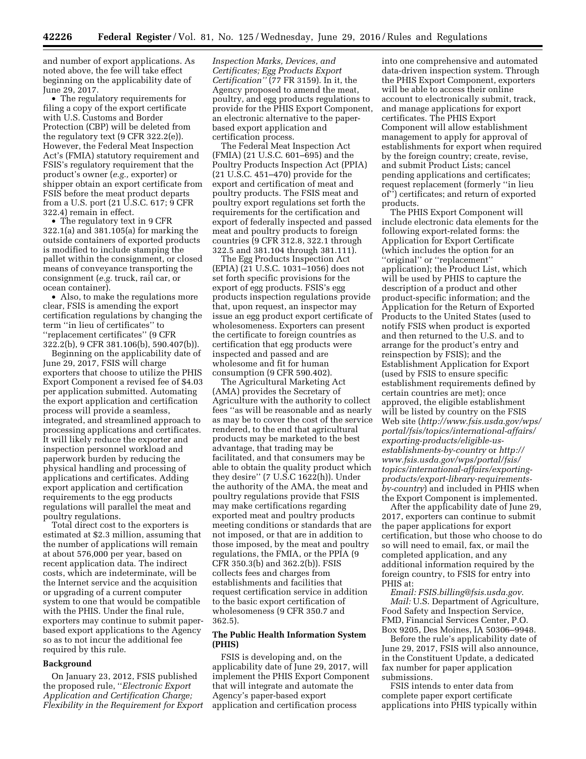and number of export applications. As noted above, the fee will take effect beginning on the applicability date of June 29, 2017.

- The regulatory requirements for filing a copy of the export certificate with U.S. Customs and Border Protection (CBP) will be deleted from the regulatory text (9 CFR 322.2(e)). However, the Federal Meat Inspection Act's (FMIA) statutory requirement and FSIS's regulatory requirement that the product's owner (*e.g.,* exporter) or shipper obtain an export certificate from FSIS before the meat product departs from a U.S. port (21 U.S.C. 617; 9 CFR 322.4) remain in effect.
- The regulatory text in 9 CFR 322.1(a) and 381.105(a) for marking the outside containers of exported products is modified to include stamping the pallet within the consignment, or closed means of conveyance transporting the consignment (*e.g.* truck, rail car, or ocean container).
- Also, to make the regulations more clear, FSIS is amending the export certification regulations by changing the term ''in lieu of certificates'' to ''replacement certificates'' (9 CFR 322.2(b), 9 CFR 381.106(b), 590.407(b)).

Beginning on the applicability date of June 29, 2017, FSIS will charge exporters that choose to utilize the PHIS Export Component a revised fee of $4.03 per application submitted. Automating the export application and certification process will provide a seamless, integrated, and streamlined approach to processing applications and certificates. It will likely reduce the exporter and inspection personnel workload and paperwork burden by reducing the physical handling and processing of applications and certificates. Adding export application and certification requirements to the egg products regulations will parallel the meat and poultry regulations.

Total direct cost to the exporters is estimated at $2.3 million, assuming that the number of applications will remain at about 576,000 per year, based on recent application data. The indirect costs, which are indeterminate, will be the Internet service and the acquisition or upgrading of a current computer system to one that would be compatible with the PHIS. Under the final rule, exporters may continue to submit paper-based export applications to the Agency so as to not incur the additional fee required by this rule.

**Background**

On January 23, 2012, FSIS published the proposed rule, ''*Electronic Export Application and Certification Charge; Flexibility in the Requirement for Export Inspection Marks, Devices, and Certificates; Egg Products Export Certification''* (77 FR 3159). In it, the Agency proposed to amend the meat, poultry, and egg products regulations to provide for the PHIS Export Component, an electronic alternative to the paper-based export application and certification process.

The Federal Meat Inspection Act (FMIA) (21 U.S.C. 601–695) and the Poultry Products Inspection Act (PPIA) (21 U.S.C. 451–470) provide for the export and certification of meat and poultry products. The FSIS meat and poultry export regulations set forth the requirements for the certification and export of federally inspected and passed meat and poultry products to foreign countries (9 CFR 312.8, 322.1 through 322.5 and 381.104 through 381.111).

The Egg Products Inspection Act (EPIA) (21 U.S.C. 1031–1056) does not set forth specific provisions for the export of egg products. FSIS's egg products inspection regulations provide that, upon request, an inspector may issue an egg product export certificate of wholesomeness. Exporters can present the certificate to foreign countries as certification that egg products were inspected and passed and are wholesome and fit for human consumption (9 CFR 590.402).

The Agricultural Marketing Act (AMA) provides the Secretary of Agriculture with the authority to collect fees ''as will be reasonable and as nearly as may be to cover the cost of the service rendered, to the end that agricultural products may be marketed to the best advantage, that trading may be facilitated, and that consumers may be able to obtain the quality product which they desire'' (7 U.S.C 1622(h)). Under the authority of the AMA, the meat and poultry regulations provide that FSIS may make certifications regarding exported meat and poultry products meeting conditions or standards that are not imposed, or that are in addition to those imposed, by the meat and poultry regulations, the FMIA, or the PPIA (9 CFR 350.3(b) and 362.2(b)). FSIS collects fees and charges from establishments and facilities that request certification service in addition to the basic export certification of wholesomeness (9 CFR 350.7 and 362.5).

**The Public Health Information System (PHIS)**

FSIS is developing and, on the applicability date of June 29, 2017, will implement the PHIS Export Component that will integrate and automate the Agency's paper-based export application and certification process into one comprehensive and automated data-driven inspection system. Through the PHIS Export Component, exporters will be able to access their online account to electronically submit, track, and manage applications for export certificates. The PHIS Export Component will allow establishment management to apply for approval of establishments for export when required by the foreign country; create, revise, and submit Product Lists; cancel pending applications and certificates; request replacement (formerly ''in lieu of'') certificates; and return of exported products.

The PHIS Export Component will include electronic data elements for the following export-related forms: the Application for Export Certificate (which includes the option for an ''original'' or ''replacement'' application); the Product List, which will be used by PHIS to capture the description of a product and other product-specific information; and the Application for the Return of Exported Products to the United States (used to notify FSIS when product is exported and then returned to the U.S. and to arrange for the product's entry and reinspection by FSIS); and the Establishment Application for Export (used by FSIS to ensure specific establishment requirements defined by certain countries are met); once approved, the eligible establishment will be listed by country on the FSIS Web site (*http://www.fsis.usda.gov/wps/portal/fsis/topics/international-affairs/exporting-products/eligible-us-establishments-by-country* or *http://www.fsis.usda.gov/wps/portal/fsis/topics/international-affairs/exporting-products/export-library-requirements-by-country*) and included in PHIS when the Export Component is implemented.

After the applicability date of June 29, 2017, exporters can continue to submit the paper applications for export certification, but those who choose to do so will need to email, fax, or mail the completed application, and any additional information required by the foreign country, to FSIS for entry into PHIS at:

*Email: FSIS.billing@fsis.usda.gov.*

*Mail:* U.S. Department of Agriculture, Food Safety and Inspection Service, FMD, Financial Services Center, P.O. Box 9205, Des Moines, IA 50306–9948.

Before the rule's applicability date of June 29, 2017, FSIS will also announce, in the Constituent Update, a dedicated fax number for paper application submissions.

FSIS intends to enter data from complete paper export certificate applications into PHIS typically within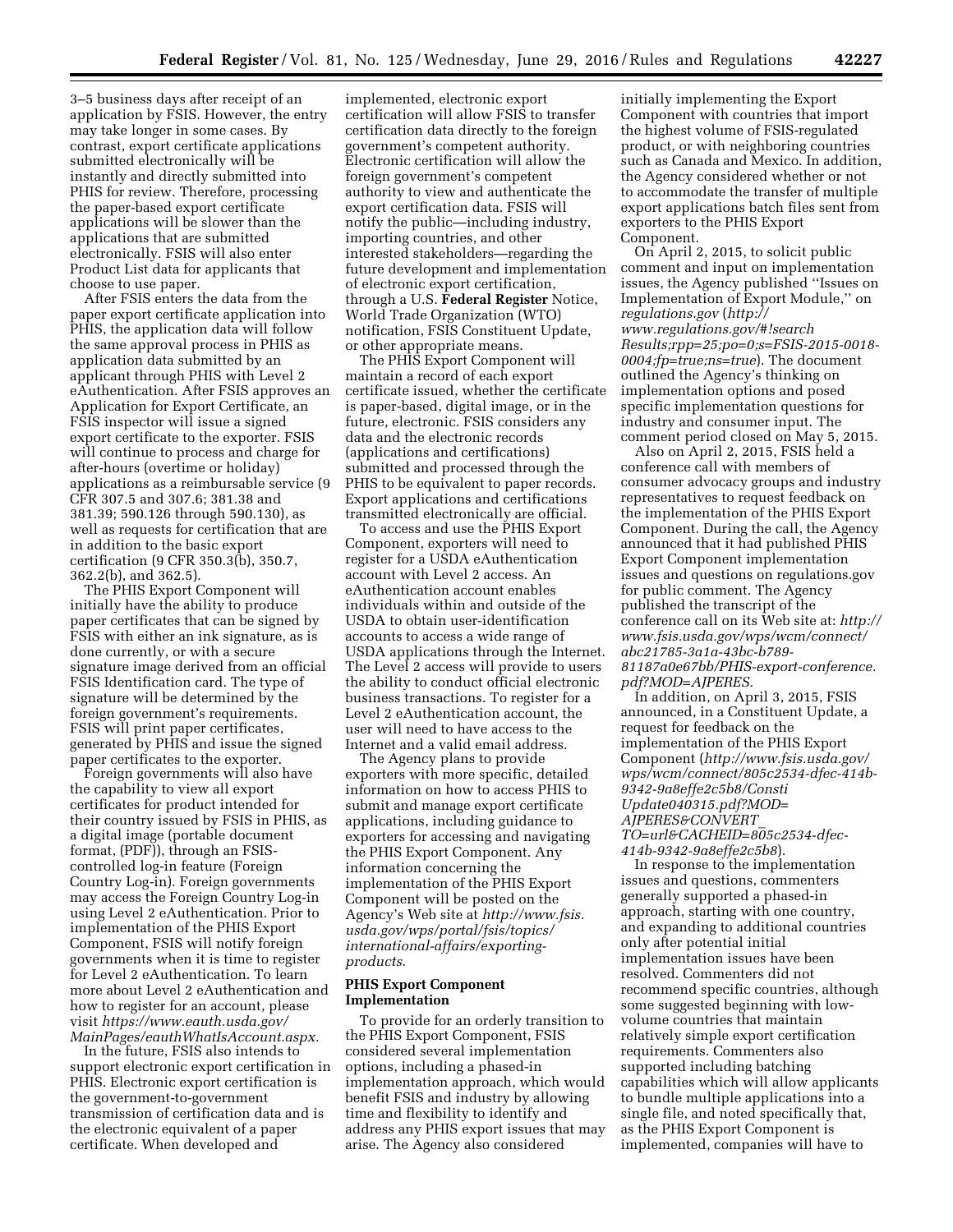3–5 business days after receipt of an application by FSIS. However, the entry may take longer in some cases. By contrast, export certificate applications submitted electronically will be instantly and directly submitted into PHIS for review. Therefore, processing the paper-based export certificate applications will be slower than the applications that are submitted electronically. FSIS will also enter Product List data for applicants that choose to use paper.

After FSIS enters the data from the paper export certificate application into PHIS, the application data will follow the same approval process in PHIS as application data submitted by an applicant through PHIS with Level 2 eAuthentication. After FSIS approves an Application for Export Certificate, an FSIS inspector will issue a signed export certificate to the exporter. FSIS will continue to process and charge for after-hours (overtime or holiday) applications as a reimbursable service (9 CFR 307.5 and 307.6; 381.38 and 381.39; 590.126 through 590.130), as well as requests for certification that are in addition to the basic export certification (9 CFR 350.3(b), 350.7, 362.2(b), and 362.5).

The PHIS Export Component will initially have the ability to produce paper certificates that can be signed by FSIS with either an ink signature, as is done currently, or with a secure signature image derived from an official FSIS Identification card. The type of signature will be determined by the foreign government's requirements. FSIS will print paper certificates, generated by PHIS and issue the signed paper certificates to the exporter.

Foreign governments will also have the capability to view all export certificates for product intended for their country issued by FSIS in PHIS, as a digital image (portable document format, (PDF)), through an FSIS-controlled log-in feature (Foreign Country Log-in). Foreign governments may access the Foreign Country Log-in using Level 2 eAuthentication. Prior to implementation of the PHIS Export Component, FSIS will notify foreign governments when it is time to register for Level 2 eAuthentication. To learn more about Level 2 eAuthentication and how to register for an account, please visit *https://www.eauth.usda.gov/MainPages/eauthWhatIsAccount.aspx.*

In the future, FSIS also intends to support electronic export certification in PHIS. Electronic export certification is the government-to-government transmission of certification data and is the electronic equivalent of a paper certificate. When developed and implemented, electronic export certification will allow FSIS to transfer certification data directly to the foreign government's competent authority. Electronic certification will allow the foreign government's competent authority to view and authenticate the export certification data. FSIS will notify the public—including industry, importing countries, and other interested stakeholders—regarding the future development and implementation of electronic export certification, through a U.S. **Federal Register** Notice, World Trade Organization (WTO) notification, FSIS Constituent Update, or other appropriate means.

The PHIS Export Component will maintain a record of each export certificate issued, whether the certificate is paper-based, digital image, or in the future, electronic. FSIS considers any data and the electronic records (applications and certifications) submitted and processed through the PHIS to be equivalent to paper records. Export applications and certifications transmitted electronically are official.

To access and use the PHIS Export Component, exporters will need to register for a USDA eAuthentication account with Level 2 access. An eAuthentication account enables individuals within and outside of the USDA to obtain user-identification accounts to access a wide range of USDA applications through the Internet. The Level 2 access will provide to users the ability to conduct official electronic business transactions. To register for a Level 2 eAuthentication account, the user will need to have access to the Internet and a valid email address.

The Agency plans to provide exporters with more specific, detailed information on how to access PHIS to submit and manage export certificate applications, including guidance to exporters for accessing and navigating the PHIS Export Component. Any information concerning the implementation of the PHIS Export Component will be posted on the Agency's Web site at *http://www.fsis.usda.gov/wps/portal/fsis/topics/international-affairs/exporting-products*.

## PHIS Export Component Implementation

To provide for an orderly transition to the PHIS Export Component, FSIS considered several implementation options, including a phased-in implementation approach, which would benefit FSIS and industry by allowing time and flexibility to identify and address any PHIS export issues that may arise. The Agency also considered initially implementing the Export Component with countries that import the highest volume of FSIS-regulated product, or with neighboring countries such as Canada and Mexico. In addition, the Agency considered whether or not to accommodate the transfer of multiple export applications batch files sent from exporters to the PHIS Export Component.

On April 2, 2015, to solicit public comment and input on implementation issues, the Agency published "Issues on Implementation of Export Module," on *regulations.gov* (*http://www.regulations.gov/#!searchResults;rpp=25;po=0;s=FSIS-2015-0018-0004;fp=true;ns=true*). The document outlined the Agency's thinking on implementation options and posed specific implementation questions for industry and consumer input. The comment period closed on May 5, 2015.

Also on April 2, 2015, FSIS held a conference call with members of consumer advocacy groups and industry representatives to request feedback on the implementation of the PHIS Export Component. During the call, the Agency announced that it had published PHIS Export Component implementation issues and questions on regulations.gov for public comment. The Agency published the transcript of the conference call on its Web site at: *http://www.fsis.usda.gov/wps/wcm/connect/abc21785-3a1a-43bc-b789-81187a0e67bb/PHIS-export-conference.pdf?MOD=AJPERES.*

In addition, on April 3, 2015, FSIS announced, in a Constituent Update, a request for feedback on the implementation of the PHIS Export Component (*http://www.fsis.usda.gov/wps/wcm/connect/805c2534-dfec-414b-9342-9a8effe2c5b8/ConstiUpdate040315.pdf?MOD=AJPERES&CONVERT_TO=url&CACHEID=805c2534-dfec-414b-9342-9a8effe2c5b8*).

In response to the implementation issues and questions, commenters generally supported a phased-in approach, starting with one country, and expanding to additional countries only after potential initial implementation issues have been resolved. Commenters did not recommend specific countries, although some suggested beginning with low-volume countries that maintain relatively simple export certification requirements. Commenters also supported including batching capabilities which will allow applicants to bundle multiple applications into a single file, and noted specifically that, as the PHIS Export Component is implemented, companies will have to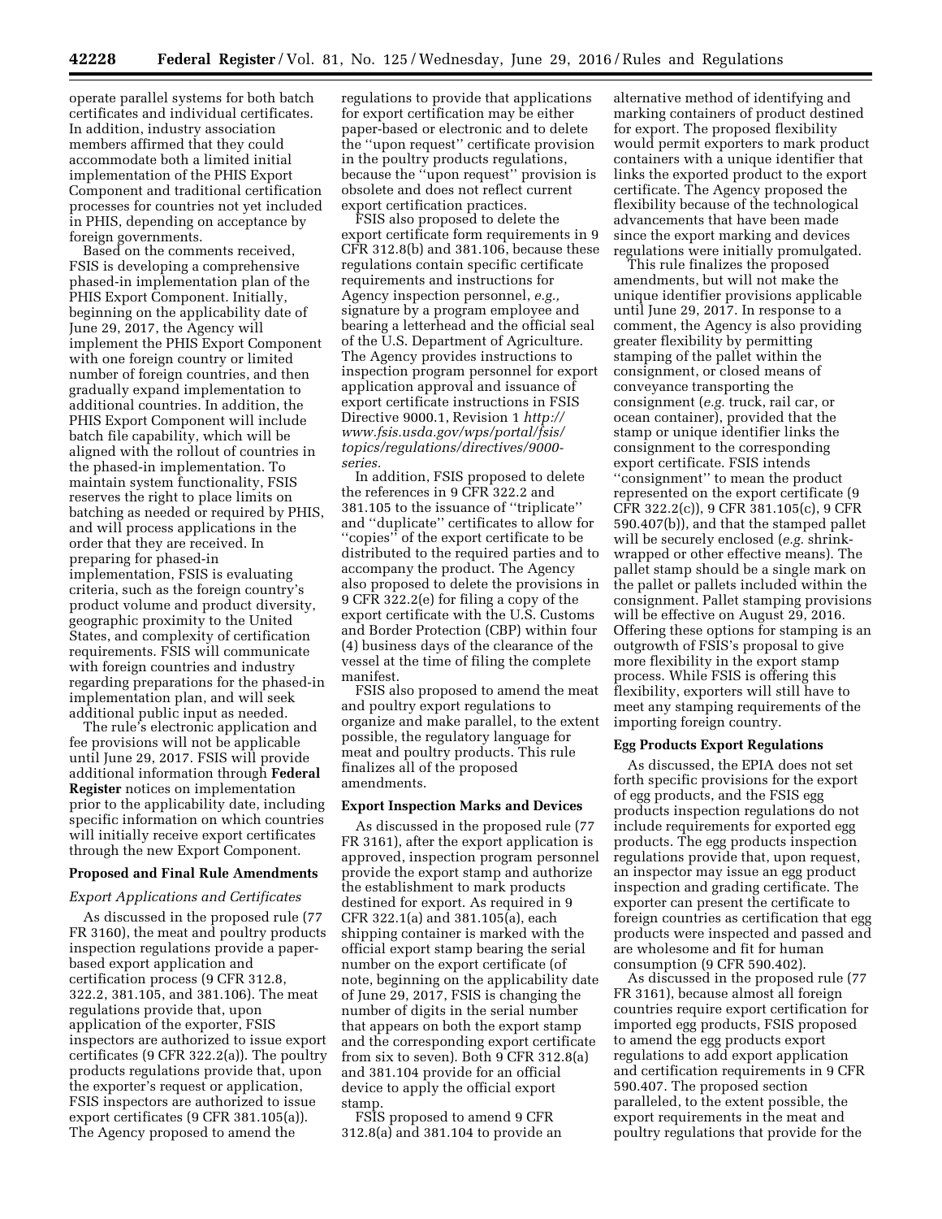operate parallel systems for both batch certificates and individual certificates. In addition, industry association members affirmed that they could accommodate both a limited initial implementation of the PHIS Export Component and traditional certification processes for countries not yet included in PHIS, depending on acceptance by foreign governments.

Based on the comments received, FSIS is developing a comprehensive phased-in implementation plan of the PHIS Export Component. Initially, beginning on the applicability date of June 29, 2017, the Agency will implement the PHIS Export Component with one foreign country or limited number of foreign countries, and then gradually expand implementation to additional countries. In addition, the PHIS Export Component will include batch file capability, which will be aligned with the rollout of countries in the phased-in implementation. To maintain system functionality, FSIS reserves the right to place limits on batching as needed or required by PHIS, and will process applications in the order that they are received. In preparing for phased-in implementation, FSIS is evaluating criteria, such as the foreign country's product volume and product diversity, geographic proximity to the United States, and complexity of certification requirements. FSIS will communicate with foreign countries and industry regarding preparations for the phased-in implementation plan, and will seek additional public input as needed.

The rule's electronic application and fee provisions will not be applicable until June 29, 2017. FSIS will provide additional information through **Federal Register** notices on implementation prior to the applicability date, including specific information on which countries will initially receive export certificates through the new Export Component.

### Proposed and Final Rule Amendments

*Export Applications and Certificates*

As discussed in the proposed rule (77 FR 3160), the meat and poultry products inspection regulations provide a paper-based export application and certification process (9 CFR 312.8, 322.2, 381.105, and 381.106). The meat regulations provide that, upon application of the exporter, FSIS inspectors are authorized to issue export certificates (9 CFR 322.2(a)). The poultry products regulations provide that, upon the exporter's request or application, FSIS inspectors are authorized to issue export certificates (9 CFR 381.105(a)). The Agency proposed to amend the regulations to provide that applications for export certification may be either paper-based or electronic and to delete the ''upon request'' certificate provision in the poultry products regulations, because the ''upon request'' provision is obsolete and does not reflect current export certification practices.

FSIS also proposed to delete the export certificate form requirements in 9 CFR 312.8(b) and 381.106, because these regulations contain specific certificate requirements and instructions for Agency inspection personnel, *e.g.,* signature by a program employee and bearing a letterhead and the official seal of the U.S. Department of Agriculture. The Agency provides instructions to inspection program personnel for export application approval and issuance of export certificate instructions in FSIS Directive 9000.1, Revision 1 *http://www.fsis.usda.gov/wps/portal/fsis/topics/regulations/directives/9000-series.*

In addition, FSIS proposed to delete the references in 9 CFR 322.2 and 381.105 to the issuance of ''triplicate'' and ''duplicate'' certificates to allow for ''copies'' of the export certificate to be distributed to the required parties and to accompany the product. The Agency also proposed to delete the provisions in 9 CFR 322.2(e) for filing a copy of the export certificate with the U.S. Customs and Border Protection (CBP) within four (4) business days of the clearance of the vessel at the time of filing the complete manifest.

FSIS also proposed to amend the meat and poultry export regulations to organize and make parallel, to the extent possible, the regulatory language for meat and poultry products. This rule finalizes all of the proposed amendments.

### Export Inspection Marks and Devices

As discussed in the proposed rule (77 FR 3161), after the export application is approved, inspection program personnel provide the export stamp and authorize the establishment to mark products destined for export. As required in 9 CFR 322.1(a) and 381.105(a), each shipping container is marked with the official export stamp bearing the serial number on the export certificate (of note, beginning on the applicability date of June 29, 2017, FSIS is changing the number of digits in the serial number that appears on both the export stamp and the corresponding export certificate from six to seven). Both 9 CFR 312.8(a) and 381.104 provide for an official device to apply the official export stamp.

FSIS proposed to amend 9 CFR 312.8(a) and 381.104 to provide an alternative method of identifying and marking containers of product destined for export. The proposed flexibility would permit exporters to mark product containers with a unique identifier that links the exported product to the export certificate. The Agency proposed the flexibility because of the technological advancements that have been made since the export marking and devices regulations were initially promulgated.

This rule finalizes the proposed amendments, but will not make the unique identifier provisions applicable until June 29, 2017. In response to a comment, the Agency is also providing greater flexibility by permitting stamping of the pallet within the consignment, or closed means of conveyance transporting the consignment (*e.g.* truck, rail car, or ocean container), provided that the stamp or unique identifier links the consignment to the corresponding export certificate. FSIS intends ''consignment'' to mean the product represented on the export certificate (9 CFR 322.2(c)), 9 CFR 381.105(c), 9 CFR 590.407(b)), and that the stamped pallet will be securely enclosed (*e.g.* shrink-wrapped or other effective means). The pallet stamp should be a single mark on the pallet or pallets included within the consignment. Pallet stamping provisions will be effective on August 29, 2016. Offering these options for stamping is an outgrowth of FSIS's proposal to give more flexibility in the export stamp process. While FSIS is offering this flexibility, exporters will still have to meet any stamping requirements of the importing foreign country.

### Egg Products Export Regulations

As discussed, the EPIA does not set forth specific provisions for the export of egg products, and the FSIS egg products inspection regulations do not include requirements for exported egg products. The egg products inspection regulations provide that, upon request, an inspector may issue an egg product inspection and grading certificate. The exporter can present the certificate to foreign countries as certification that egg products were inspected and passed and are wholesome and fit for human consumption (9 CFR 590.402).

As discussed in the proposed rule (77 FR 3161), because almost all foreign countries require export certification for imported egg products, FSIS proposed to amend the egg products export regulations to add export application and certification requirements in 9 CFR 590.407. The proposed section paralleled, to the extent possible, the export requirements in the meat and poultry regulations that provide for the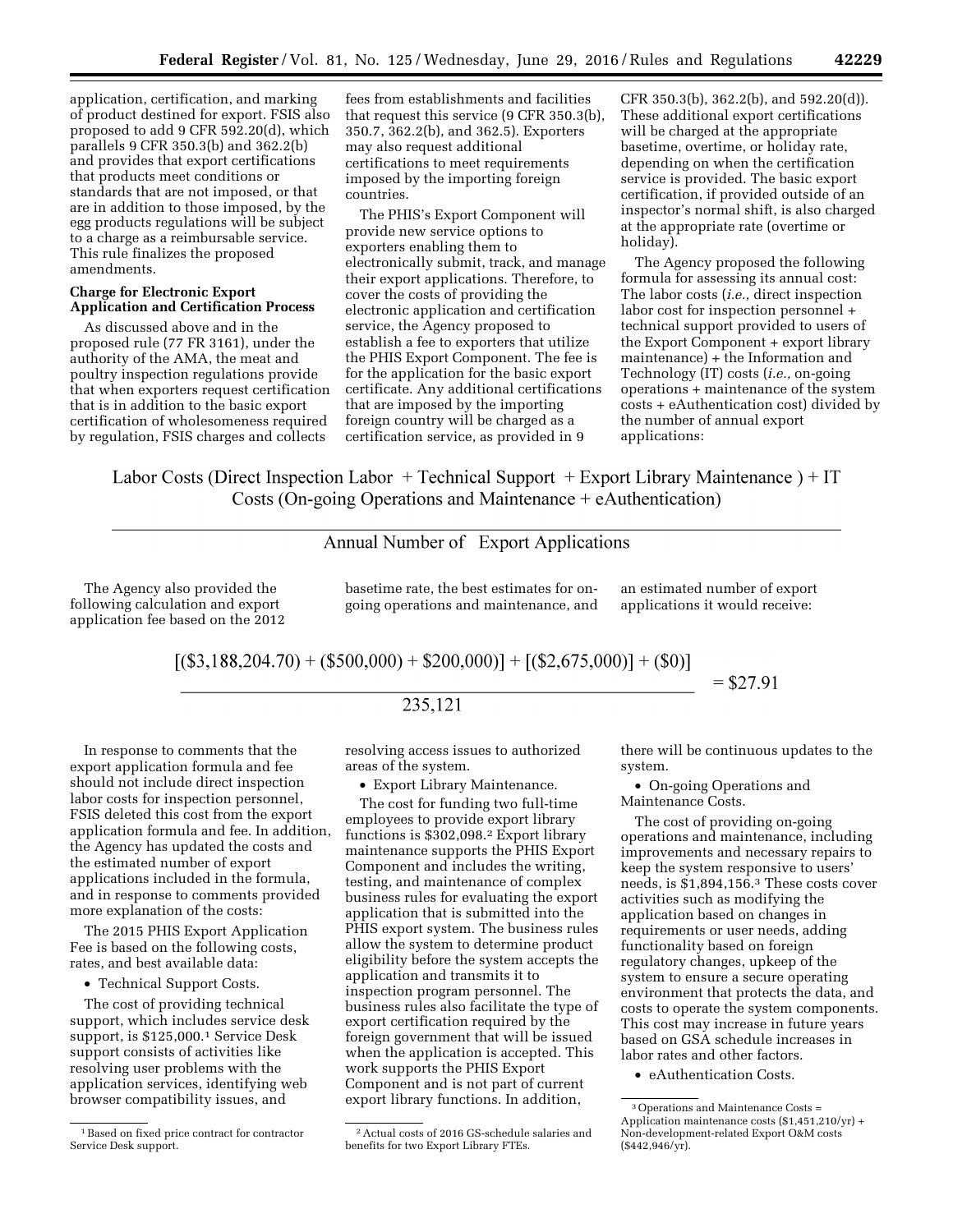application, certification, and marking of product destined for export. FSIS also proposed to add 9 CFR 592.20(d), which parallels 9 CFR 350.3(b) and 362.2(b) and provides that export certifications that products meet conditions or standards that are not imposed, or that are in addition to those imposed, by the egg products regulations will be subject to a charge as a reimbursable service. This rule finalizes the proposed amendments.

**Charge for Electronic Export Application and Certification Process**

As discussed above and in the proposed rule (77 FR 3161), under the authority of the AMA, the meat and poultry inspection regulations provide that when exporters request certification that is in addition to the basic export certification of wholesomeness required by regulation, FSIS charges and collects fees from establishments and facilities that request this service (9 CFR 350.3(b), 350.7, 362.2(b), and 362.5). Exporters may also request additional certifications to meet requirements imposed by the importing foreign countries.

The PHIS's Export Component will provide new service options to exporters enabling them to electronically submit, track, and manage their export applications. Therefore, to cover the costs of providing the electronic application and certification service, the Agency proposed to establish a fee to exporters that utilize the PHIS Export Component. The fee is for the application for the basic export certificate. Any additional certifications that are imposed by the importing foreign country will be charged as a certification service, as provided in 9 CFR 350.3(b), 362.2(b), and 592.20(d)). These additional export certifications will be charged at the appropriate basetime, overtime, or holiday rate, depending on when the certification service is provided. The basic export certification, if provided outside of an inspector's normal shift, is also charged at the appropriate rate (overtime or holiday).

The Agency proposed the following formula for assessing its annual cost: The labor costs (*i.e.,* direct inspection labor cost for inspection personnel + technical support provided to users of the Export Component + export library maintenance) + the Information and Technology (IT) costs (*i.e.,* on-going operations + maintenance of the system costs + eAuthentication cost) divided by the number of annual export applications:

$$\frac{\text{Labor Costs (Direct Inspection Labor + Technical Support + Export Library Maintenance) + IT Costs (On-going Operations and Maintenance + eAuthentication)}}{\text{Annual Number of Export Applications}}$$

The Agency also provided the following calculation and export application fee based on the 2012 basetime rate, the best estimates for on-going operations and maintenance, and an estimated number of export applications it would receive:

$$\frac{[(\$3{,}188{,}204.70) + (\$500{,}000) + \$200{,}000)] + [(\$2{,}675{,}000)] + (\$0)]}{235{,}121} = \$27.91$$

In response to comments that the export application formula and fee should not include direct inspection labor costs for inspection personnel, FSIS deleted this cost from the export application formula and fee. In addition, the Agency has updated the costs and the estimated number of export applications included in the formula, and in response to comments provided more explanation of the costs:

The 2015 PHIS Export Application Fee is based on the following costs, rates, and best available data:

- Technical Support Costs.

The cost of providing technical support, which includes service desk support, is $125,000.[1] Service Desk support consists of activities like resolving user problems with the application services, identifying web browser compatibility issues, and resolving access issues to authorized areas of the system.

- Export Library Maintenance.

The cost for funding two full-time employees to provide export library functions is $302,098.[2] Export library maintenance supports the PHIS Export Component and includes the writing, testing, and maintenance of complex business rules for evaluating the export application that is submitted into the PHIS export system. The business rules allow the system to determine product eligibility before the system accepts the application and transmits it to inspection program personnel. The business rules also facilitate the type of export certification required by the foreign government that will be issued when the application is accepted. This work supports the PHIS Export Component and is not part of current export library functions. In addition, there will be continuous updates to the system.

- On-going Operations and Maintenance Costs.

The cost of providing on-going operations and maintenance, including improvements and necessary repairs to keep the system responsive to users' needs, is $1,894,156.[3] These costs cover activities such as modifying the application based on changes in requirements or user needs, adding functionality based on foreign regulatory changes, upkeep of the system to ensure a secure operating environment that protects the data, and costs to operate the system components. This cost may increase in future years based on GSA schedule increases in labor rates and other factors.

- eAuthentication Costs.

[1] Based on fixed price contract for contractor Service Desk support.

[2] Actual costs of 2016 GS-schedule salaries and benefits for two Export Library FTEs.

[3] Operations and Maintenance Costs = Application maintenance costs ($1,451,210/yr) + Non-development-related Export O&M costs ($442,946/yr).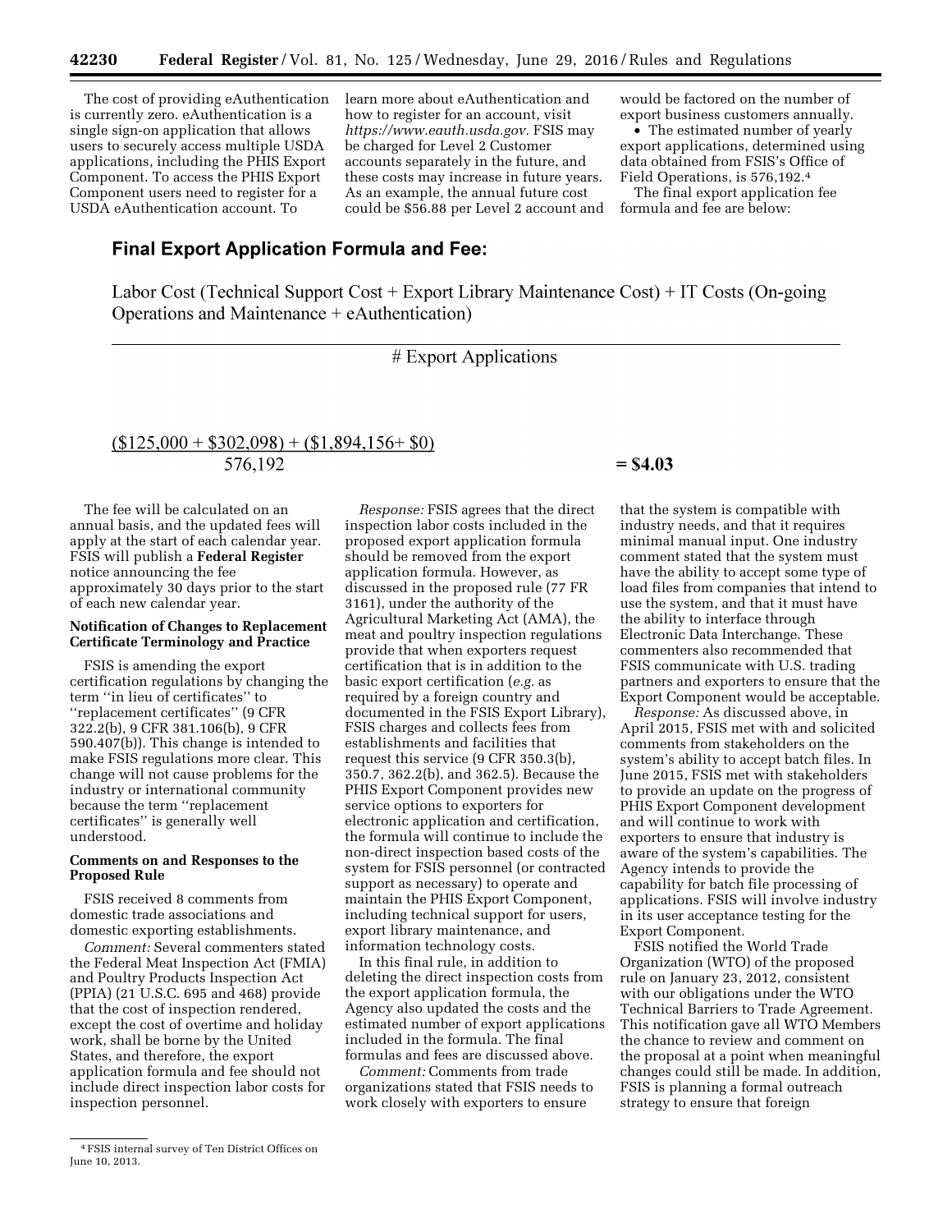The cost of providing eAuthentication is currently zero. eAuthentication is a single sign-on application that allows users to securely access multiple USDA applications, including the PHIS Export Component. To access the PHIS Export Component users need to register for a USDA eAuthentication account. To learn more about eAuthentication and how to register for an account, visit *https://www.eauth.usda.gov*. FSIS may be charged for Level 2 Customer accounts separately in the future, and these costs may increase in future years. As an example, the annual future cost could be $56.88 per Level 2 account and would be factored on the number of export business customers annually.

- The estimated number of yearly export applications, determined using data obtained from FSIS's Office of Field Operations, is 576,192.[4]

The final export application fee formula and fee are below:

**Final Export Application Formula and Fee:**

$$\frac{\text{Labor Cost (Technical Support Cost + Export Library Maintenance Cost) + IT Costs (On-going Operations and Maintenance + eAuthentication)}}{\text{\# Export Applications}}$$

$$\frac{(\$125{,}000 + \$302{,}098) + (\$1{,}894{,}156 + \$0)}{576{,}192} = \$4.03$$

The fee will be calculated on an annual basis, and the updated fees will apply at the start of each calendar year. FSIS will publish a **Federal Register** notice announcing the fee approximately 30 days prior to the start of each new calendar year.

**Notification of Changes to Replacement Certificate Terminology and Practice**

FSIS is amending the export certification regulations by changing the term ''in lieu of certificates'' to ''replacement certificates'' (9 CFR 322.2(b), 9 CFR 381.106(b), 9 CFR 590.407(b)). This change is intended to make FSIS regulations more clear. This change will not cause problems for the industry or international community because the term ''replacement certificates'' is generally well understood.

**Comments on and Responses to the Proposed Rule**

FSIS received 8 comments from domestic trade associations and domestic exporting establishments.

*Comment:* Several commenters stated the Federal Meat Inspection Act (FMIA) and Poultry Products Inspection Act (PPIA) (21 U.S.C. 695 and 468) provide that the cost of inspection rendered, except the cost of overtime and holiday work, shall be borne by the United States, and therefore, the export application formula and fee should not include direct inspection labor costs for inspection personnel.

*Response:* FSIS agrees that the direct inspection labor costs included in the proposed export application formula should be removed from the export application formula. However, as discussed in the proposed rule (77 FR 3161), under the authority of the Agricultural Marketing Act (AMA), the meat and poultry inspection regulations provide that when exporters request certification that is in addition to the basic export certification (*e.g.* as required by a foreign country and documented in the FSIS Export Library), FSIS charges and collects fees from establishments and facilities that request this service (9 CFR 350.3(b), 350.7, 362.2(b), and 362.5). Because the PHIS Export Component provides new service options to exporters for electronic application and certification, the formula will continue to include the non-direct inspection based costs of the system for FSIS personnel (or contracted support as necessary) to operate and maintain the PHIS Export Component, including technical support for users, export library maintenance, and information technology costs.

In this final rule, in addition to deleting the direct inspection costs from the export application formula, the Agency also updated the costs and the estimated number of export applications included in the formula. The final formulas and fees are discussed above.

*Comment:* Comments from trade organizations stated that FSIS needs to work closely with exporters to ensure that the system is compatible with industry needs, and that it requires minimal manual input. One industry comment stated that the system must have the ability to accept some type of load files from companies that intend to use the system, and that it must have the ability to interface through Electronic Data Interchange. These commenters also recommended that FSIS communicate with U.S. trading partners and exporters to ensure that the Export Component would be acceptable.

*Response:* As discussed above, in April 2015, FSIS met with and solicited comments from stakeholders on the system's ability to accept batch files. In June 2015, FSIS met with stakeholders to provide an update on the progress of PHIS Export Component development and will continue to work with exporters to ensure that industry is aware of the system's capabilities. The Agency intends to provide the capability for batch file processing of applications. FSIS will involve industry in its user acceptance testing for the Export Component.

FSIS notified the World Trade Organization (WTO) of the proposed rule on January 23, 2012, consistent with our obligations under the WTO Technical Barriers to Trade Agreement. This notification gave all WTO Members the chance to review and comment on the proposal at a point when meaningful changes could still be made. In addition, FSIS is planning a formal outreach strategy to ensure that foreign

[4] FSIS internal survey of Ten District Offices on June 10, 2013.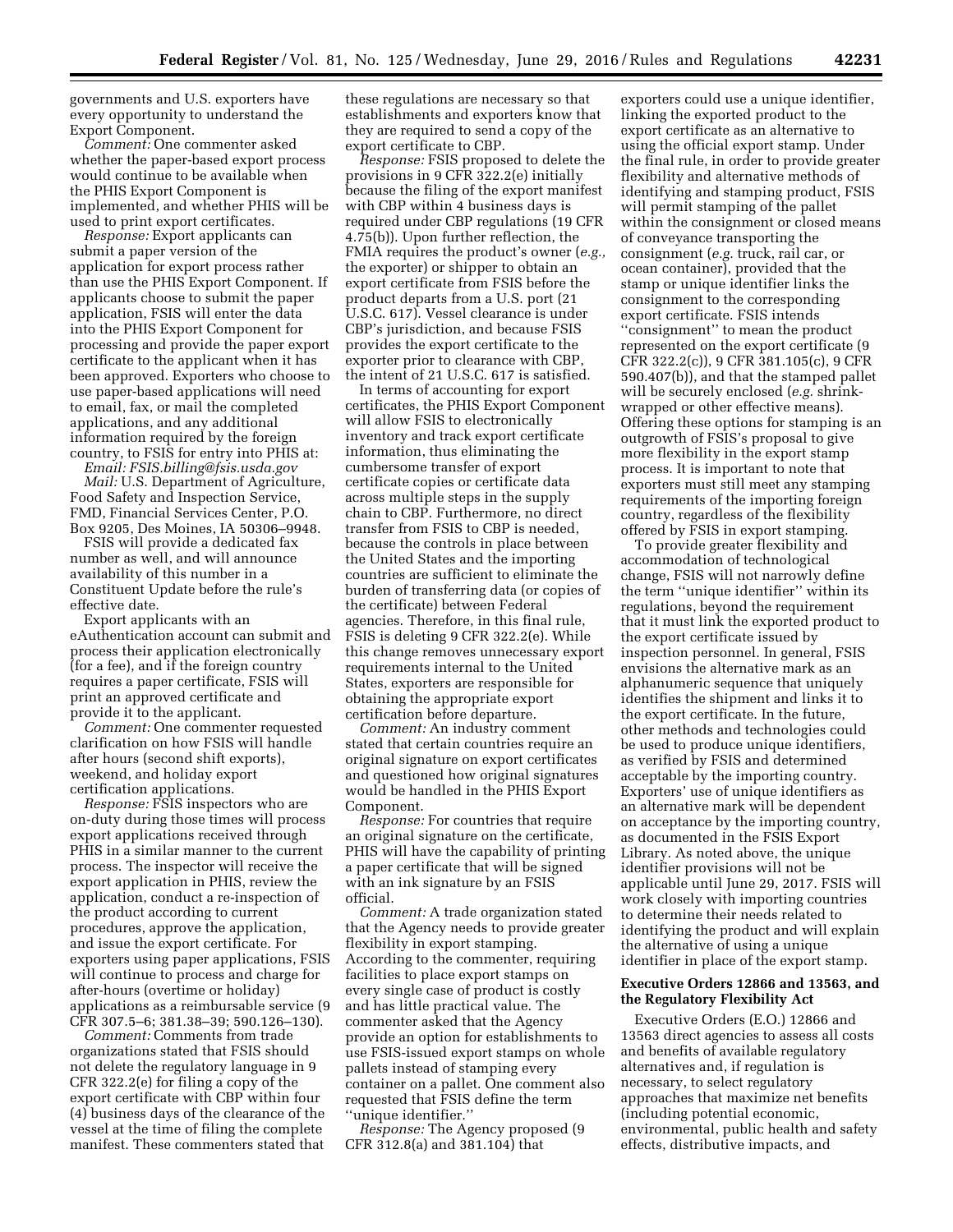governments and U.S. exporters have every opportunity to understand the Export Component.

*Comment:* One commenter asked whether the paper-based export process would continue to be available when the PHIS Export Component is implemented, and whether PHIS will be used to print export certificates.

*Response:* Export applicants can submit a paper version of the application for export process rather than use the PHIS Export Component. If applicants choose to submit the paper application, FSIS will enter the data into the PHIS Export Component for processing and provide the paper export certificate to the applicant when it has been approved. Exporters who choose to use paper-based applications will need to email, fax, or mail the completed applications, and any additional information required by the foreign country, to FSIS for entry into PHIS at:

*Email: FSIS.billing@fsis.usda.gov*

*Mail:* U.S. Department of Agriculture, Food Safety and Inspection Service, FMD, Financial Services Center, P.O. Box 9205, Des Moines, IA 50306–9948.

FSIS will provide a dedicated fax number as well, and will announce availability of this number in a Constituent Update before the rule's effective date.

Export applicants with an eAuthentication account can submit and process their application electronically (for a fee), and if the foreign country requires a paper certificate, FSIS will print an approved certificate and provide it to the applicant.

*Comment:* One commenter requested clarification on how FSIS will handle after hours (second shift exports), weekend, and holiday export certification applications.

*Response:* FSIS inspectors who are on-duty during those times will process export applications received through PHIS in a similar manner to the current process. The inspector will receive the export application in PHIS, review the application, conduct a re-inspection of the product according to current procedures, approve the application, and issue the export certificate. For exporters using paper applications, FSIS will continue to process and charge for after-hours (overtime or holiday) applications as a reimbursable service (9 CFR 307.5–6; 381.38–39; 590.126–130).

*Comment:* Comments from trade organizations stated that FSIS should not delete the regulatory language in 9 CFR 322.2(e) for filing a copy of the export certificate with CBP within four (4) business days of the clearance of the vessel at the time of filing the complete manifest. These commenters stated that these regulations are necessary so that establishments and exporters know that they are required to send a copy of the export certificate to CBP.

*Response:* FSIS proposed to delete the provisions in 9 CFR 322.2(e) initially because the filing of the export manifest with CBP within 4 business days is required under CBP regulations (19 CFR 4.75(b)). Upon further reflection, the FMIA requires the product's owner (*e.g.,* the exporter) or shipper to obtain an export certificate from FSIS before the product departs from a U.S. port (21 U.S.C. 617). Vessel clearance is under CBP's jurisdiction, and because FSIS provides the export certificate to the exporter prior to clearance with CBP, the intent of 21 U.S.C. 617 is satisfied.

In terms of accounting for export certificates, the PHIS Export Component will allow FSIS to electronically inventory and track export certificate information, thus eliminating the cumbersome transfer of export certificate copies or certificate data across multiple steps in the supply chain to CBP. Furthermore, no direct transfer from FSIS to CBP is needed, because the controls in place between the United States and the importing countries are sufficient to eliminate the burden of transferring data (or copies of the certificate) between Federal agencies. Therefore, in this final rule, FSIS is deleting 9 CFR 322.2(e). While this change removes unnecessary export requirements internal to the United States, exporters are responsible for obtaining the appropriate export certification before departure.

*Comment:* An industry comment stated that certain countries require an original signature on export certificates and questioned how original signatures would be handled in the PHIS Export Component.

*Response:* For countries that require an original signature on the certificate, PHIS will have the capability of printing a paper certificate that will be signed with an ink signature by an FSIS official.

*Comment:* A trade organization stated that the Agency needs to provide greater flexibility in export stamping. According to the commenter, requiring facilities to place export stamps on every single case of product is costly and has little practical value. The commenter asked that the Agency provide an option for establishments to use FSIS-issued export stamps on whole pallets instead of stamping every container on a pallet. One comment also requested that FSIS define the term ''unique identifier.''

*Response:* The Agency proposed (9 CFR 312.8(a) and 381.104) that exporters could use a unique identifier, linking the exported product to the export certificate as an alternative to using the official export stamp. Under the final rule, in order to provide greater flexibility and alternative methods of identifying and stamping product, FSIS will permit stamping of the pallet within the consignment or closed means of conveyance transporting the consignment (*e.g.* truck, rail car, or ocean container), provided that the stamp or unique identifier links the consignment to the corresponding export certificate. FSIS intends ''consignment'' to mean the product represented on the export certificate (9 CFR 322.2(c)), 9 CFR 381.105(c), 9 CFR 590.407(b)), and that the stamped pallet will be securely enclosed (*e.g.* shrink-wrapped or other effective means). Offering these options for stamping is an outgrowth of FSIS's proposal to give more flexibility in the export stamp process. It is important to note that exporters must still meet any stamping requirements of the importing foreign country, regardless of the flexibility offered by FSIS in export stamping.

To provide greater flexibility and accommodation of technological change, FSIS will not narrowly define the term ''unique identifier'' within its regulations, beyond the requirement that it must link the exported product to the export certificate issued by inspection personnel. In general, FSIS envisions the alternative mark as an alphanumeric sequence that uniquely identifies the shipment and links it to the export certificate. In the future, other methods and technologies could be used to produce unique identifiers, as verified by FSIS and determined acceptable by the importing country. Exporters' use of unique identifiers as an alternative mark will be dependent on acceptance by the importing country, as documented in the FSIS Export Library. As noted above, the unique identifier provisions will not be applicable until June 29, 2017. FSIS will work closely with importing countries to determine their needs related to identifying the product and will explain the alternative of using a unique identifier in place of the export stamp.

### Executive Orders 12866 and 13563, and the Regulatory Flexibility Act

Executive Orders (E.O.) 12866 and 13563 direct agencies to assess all costs and benefits of available regulatory alternatives and, if regulation is necessary, to select regulatory approaches that maximize net benefits (including potential economic, environmental, public health and safety effects, distributive impacts, and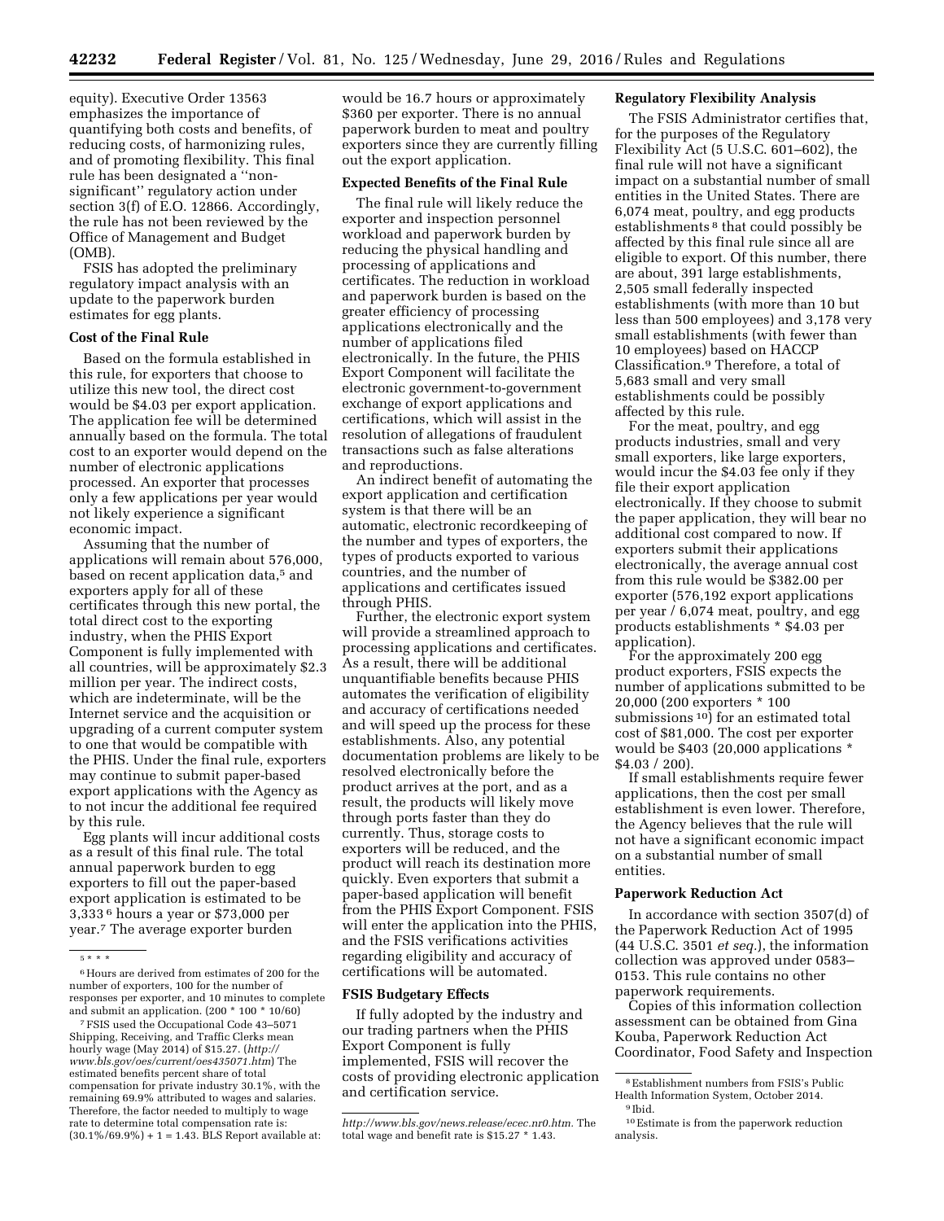equity). Executive Order 13563 emphasizes the importance of quantifying both costs and benefits, of reducing costs, of harmonizing rules, and of promoting flexibility. This final rule has been designated a ''non-significant'' regulatory action under section 3(f) of E.O. 12866. Accordingly, the rule has not been reviewed by the Office of Management and Budget (OMB).

FSIS has adopted the preliminary regulatory impact analysis with an update to the paperwork burden estimates for egg plants.

**Cost of the Final Rule**

Based on the formula established in this rule, for exporters that choose to utilize this new tool, the direct cost would be $4.03 per export application. The application fee will be determined annually based on the formula. The total cost to an exporter would depend on the number of electronic applications processed. An exporter that processes only a few applications per year would not likely experience a significant economic impact.

Assuming that the number of applications will remain about 576,000, based on recent application data,[5] and exporters apply for all of these certificates through this new portal, the total direct cost to the exporting industry, when the PHIS Export Component is fully implemented with all countries, will be approximately $2.3 million per year. The indirect costs, which are indeterminate, will be the Internet service and the acquisition or upgrading of a current computer system to one that would be compatible with the PHIS. Under the final rule, exporters may continue to submit paper-based export applications with the Agency as to not incur the additional fee required by this rule.

Egg plants will incur additional costs as a result of this final rule. The total annual paperwork burden to egg exporters to fill out the paper-based export application is estimated to be 3,333[6] hours a year or $73,000 per year.[7] The average exporter burden would be 16.7 hours or approximately $360 per exporter. There is no annual paperwork burden to meat and poultry exporters since they are currently filling out the export application.

**Expected Benefits of the Final Rule**

The final rule will likely reduce the exporter and inspection personnel workload and paperwork burden by reducing the physical handling and processing of applications and certificates. The reduction in workload and paperwork burden is based on the greater efficiency of processing applications electronically and the number of applications filed electronically. In the future, the PHIS Export Component will facilitate the electronic government-to-government exchange of export applications and certifications, which will assist in the resolution of allegations of fraudulent transactions such as false alterations and reproductions.

An indirect benefit of automating the export application and certification system is that there will be an automatic, electronic recordkeeping of the number and types of exporters, the types of products exported to various countries, and the number of applications and certificates issued through PHIS.

Further, the electronic export system will provide a streamlined approach to processing applications and certificates. As a result, there will be additional unquantifiable benefits because PHIS automates the verification of eligibility and accuracy of certifications needed and will speed up the process for these establishments. Also, any potential documentation problems are likely to be resolved electronically before the product arrives at the port, and as a result, the products will likely move through ports faster than they do currently. Thus, storage costs to exporters will be reduced, and the product will reach its destination more quickly. Even exporters that submit a paper-based application will benefit from the PHIS Export Component. FSIS will enter the application into the PHIS, and the FSIS verifications activities regarding eligibility and accuracy of certifications will be automated.

**FSIS Budgetary Effects**

If fully adopted by the industry and our trading partners when the PHIS Export Component is fully implemented, FSIS will recover the costs of providing electronic application and certification service.

**Regulatory Flexibility Analysis**

The FSIS Administrator certifies that, for the purposes of the Regulatory Flexibility Act (5 U.S.C. 601–602), the final rule will not have a significant impact on a substantial number of small entities in the United States. There are 6,074 meat, poultry, and egg products establishments[8] that could possibly be affected by this final rule since all are eligible to export. Of this number, there are about, 391 large establishments, 2,505 small federally inspected establishments (with more than 10 but less than 500 employees) and 3,178 very small establishments (with fewer than 10 employees) based on HACCP Classification.[9] Therefore, a total of 5,683 small and very small establishments could be possibly affected by this rule.

For the meat, poultry, and egg products industries, small and very small exporters, like large exporters, would incur the $4.03 fee only if they file their export application electronically. If they choose to submit the paper application, they will bear no additional cost compared to now. If exporters submit their applications electronically, the average annual cost from this rule would be $382.00 per exporter (576,192 export applications per year / 6,074 meat, poultry, and egg products establishments * $4.03 per application).

For the approximately 200 egg product exporters, FSIS expects the number of applications submitted to be 20,000 (200 exporters * 100 submissions[10]) for an estimated total cost of $81,000. The cost per exporter would be $403 (20,000 applications * $4.03 / 200).

If small establishments require fewer applications, then the cost per small establishment is even lower. Therefore, the Agency believes that the rule will not have a significant economic impact on a substantial number of small entities.

**Paperwork Reduction Act**

In accordance with section 3507(d) of the Paperwork Reduction Act of 1995 (44 U.S.C. 3501 *et seq.*), the information collection was approved under 0583–0153. This rule contains no other paperwork requirements.

Copies of this information collection assessment can be obtained from Gina Kouba, Paperwork Reduction Act Coordinator, Food Safety and Inspection

---

[5] * * *

[6] Hours are derived from estimates of 200 for the number of exporters, 100 for the number of responses per exporter, and 10 minutes to complete and submit an application. (200 * 100 * 10/60)

[7] FSIS used the Occupational Code 43–5071 Shipping, Receiving, and Traffic Clerks mean hourly wage (May 2014) of $15.27. (*http://www.bls.gov/oes/current/oes435071.htm*) The estimated benefits percent share of total compensation for private industry 30.1%, with the remaining 69.9% attributed to wages and salaries. Therefore, the factor needed to multiply to wage rate to determine total compensation rate is: (30.1%/69.9%) + 1 = 1.43. BLS Report available at: *http://www.bls.gov/news.release/ecec.nr0.htm.* The total wage and benefit rate is $15.27 * 1.43.

[8] Establishment numbers from FSIS's Public Health Information System, October 2014.

[9] Ibid.

[10] Estimate is from the paperwork reduction analysis.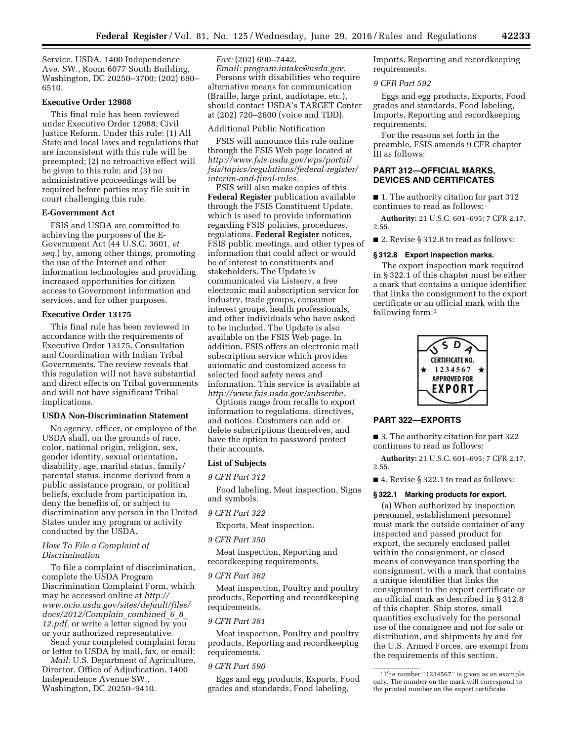Service, USDA, 1400 Independence Ave. SW., Room 6077 South Building, Washington, DC 20250–3700; (202) 690–6510.

**Executive Order 12988**

This final rule has been reviewed under Executive Order 12988, Civil Justice Reform. Under this rule: (1) All State and local laws and regulations that are inconsistent with this rule will be preempted; (2) no retroactive effect will be given to this rule; and (3) no administrative proceedings will be required before parties may file suit in court challenging this rule.

**E-Government Act**

FSIS and USDA are committed to achieving the purposes of the E-Government Act (44 U.S.C. 3601, *et seq.*) by, among other things, promoting the use of the Internet and other information technologies and providing increased opportunities for citizen access to Government information and services, and for other purposes.

**Executive Order 13175**

This final rule has been reviewed in accordance with the requirements of Executive Order 13175, Consultation and Coordination with Indian Tribal Governments. The review reveals that this regulation will not have substantial and direct effects on Tribal governments and will not have significant Tribal implications.

**USDA Non-Discrimination Statement**

No agency, officer, or employee of the USDA shall, on the grounds of race, color, national origin, religion, sex, gender identity, sexual orientation, disability, age, marital status, family/parental status, income derived from a public assistance program, or political beliefs, exclude from participation in, deny the benefits of, or subject to discrimination any person in the United States under any program or activity conducted by the USDA.

*How To File a Complaint of Discrimination*

To file a complaint of discrimination, complete the USDA Program Discrimination Complaint Form, which may be accessed online at *http://www.ocio.usda.gov/sites/default/files/docs/2012/Complain_combined_6_8_12.pdf,* or write a letter signed by you or your authorized representative.

Send your completed complaint form or letter to USDA by mail, fax, or email:

*Mail:* U.S. Department of Agriculture, Director, Office of Adjudication, 1400 Independence Avenue SW., Washington, DC 20250–9410.

*Fax:* (202) 690–7442.

*Email: program.intake@usda.gov.*

Persons with disabilities who require alternative means for communication (Braille, large print, audiotape, etc.), should contact USDA's TARGET Center at (202) 720–2600 (voice and TDD).

Additional Public Notification

FSIS will announce this rule online through the FSIS Web page located at *http://www.fsis.usda.gov/wps/portal/fsis/topics/regulations/federal-register/interim-and-final-rules.*

FSIS will also make copies of this **Federal Register** publication available through the FSIS Constituent Update, which is used to provide information regarding FSIS policies, procedures, regulations, **Federal Register** notices, FSIS public meetings, and other types of information that could affect or would be of interest to constituents and stakeholders. The Update is communicated via Listserv, a free electronic mail subscription service for industry, trade groups, consumer interest groups, health professionals, and other individuals who have asked to be included. The Update is also available on the FSIS Web page. In addition, FSIS offers an electronic mail subscription service which provides automatic and customized access to selected food safety news and information. This service is available at *http://www.fsis.usda.gov/subscribe.* Options range from recalls to export information to regulations, directives, and notices. Customers can add or delete subscriptions themselves, and have the option to password protect their accounts.

**List of Subjects**

*9 CFR Part 312*

Food labeling, Meat inspection, Signs and symbols.

*9 CFR Part 322*

Exports, Meat inspection.

*9 CFR Part 350*

Meat inspection, Reporting and recordkeeping requirements.

*9 CFR Part 362*

Meat inspection, Poultry and poultry products, Reporting and recordkeeping requirements.

*9 CFR Part 381*

Meat inspection, Poultry and poultry products, Reporting and recordkeeping requirements.

*9 CFR Part 590*

Eggs and egg products, Exports, Food grades and standards, Food labeling, Imports, Reporting and recordkeeping requirements.

*9 CFR Part 592*

Eggs and egg products, Exports, Food grades and standards, Food labeling, Imports, Reporting and recordkeeping requirements.

For the reasons set forth in the preamble, FSIS amends 9 CFR chapter III as follows:

## PART 312—OFFICIAL MARKS, DEVICES AND CERTIFICATES

■ 1. The authority citation for part 312 continues to read as follows:

**Authority:** 21 U.S.C. 601–695; 7 CFR 2.17, 2.55.

■ 2. Revise § 312.8 to read as follows:

### § 312.8 Export inspection marks.

The export inspection mark required in § 322.1 of this chapter must be either a mark that contains a unique identifier that links the consignment to the export certificate or an official mark with the following form:[1]

USDA
CERTIFICATE NO.
★ 1234567 ★
APPROVED FOR
EXPORT

## PART 322—EXPORTS

■ 3. The authority citation for part 322 continues to read as follows:

**Authority:** 21 U.S.C. 601–695; 7 CFR 2.17, 2.55.

■ 4. Revise § 322.1 to read as follows:

### § 322.1 Marking products for export.

(a) When authorized by inspection personnel, establishment personnel must mark the outside container of any inspected and passed product for export, the securely enclosed pallet within the consignment, or closed means of conveyance transporting the consignment, with a mark that contains a unique identifier that links the consignment to the export certificate or an official mark as described in § 312.8 of this chapter. Ship stores, small quantities exclusively for the personal use of the consignee and not for sale or distribution, and shipments by and for the U.S. Armed Forces, are exempt from the requirements of this section.

[1] The number ''1234567'' is given as an example only. The number on the mark will correspond to the printed number on the export certificate.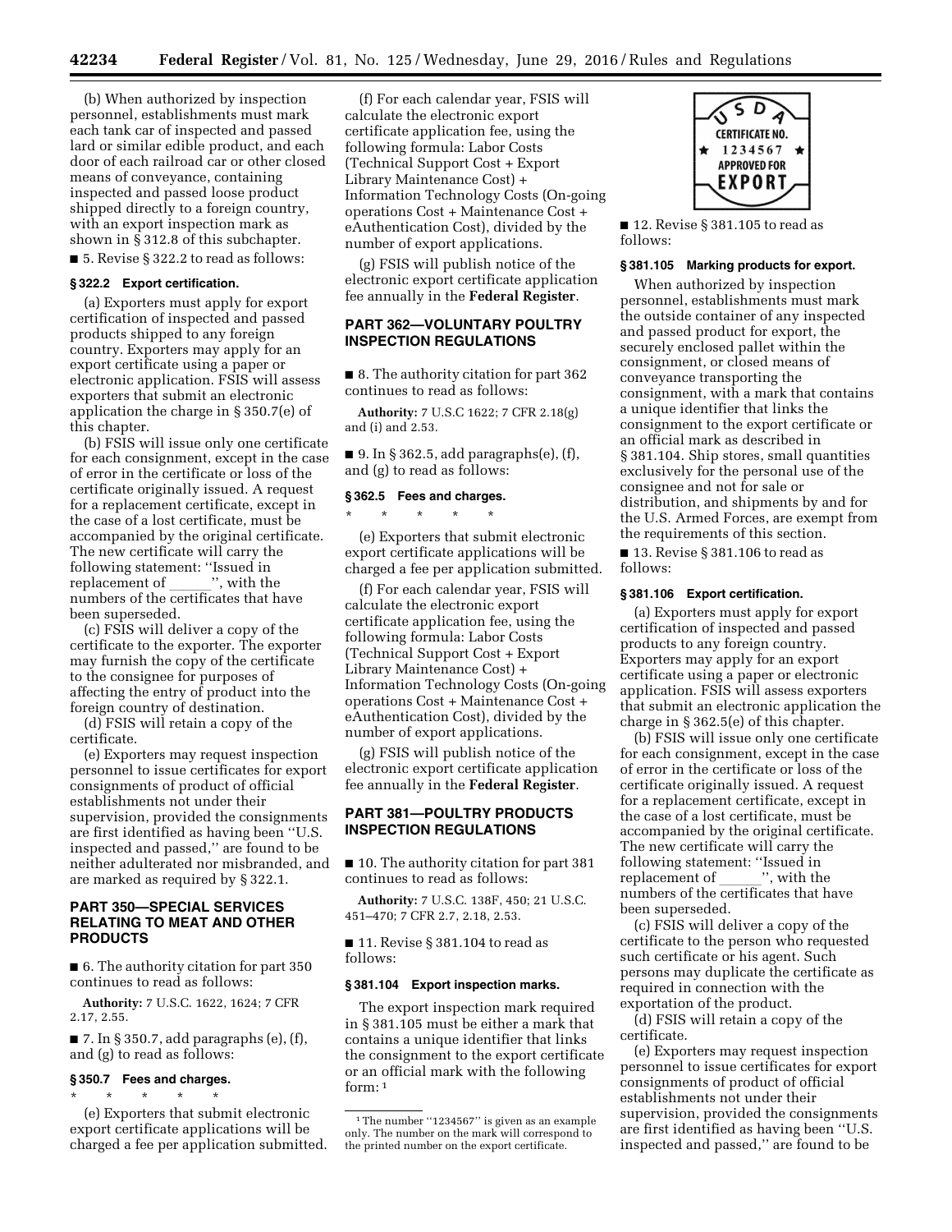(b) When authorized by inspection personnel, establishments must mark each tank car of inspected and passed lard or similar edible product, and each door of each railroad car or other closed means of conveyance, containing inspected and passed loose product shipped directly to a foreign country, with an export inspection mark as shown in § 312.8 of this subchapter.

■ 5. Revise § 322.2 to read as follows:

**§ 322.2 Export certification.**

(a) Exporters must apply for export certification of inspected and passed products shipped to any foreign country. Exporters may apply for an export certificate using a paper or electronic application. FSIS will assess exporters that submit an electronic application the charge in § 350.7(e) of this chapter.

(b) FSIS will issue only one certificate for each consignment, except in the case of error in the certificate or loss of the certificate originally issued. A request for a replacement certificate, except in the case of a lost certificate, must be accompanied by the original certificate. The new certificate will carry the following statement: ''Issued in replacement of ______'', with the numbers of the certificates that have been superseded.

(c) FSIS will deliver a copy of the certificate to the exporter. The exporter may furnish the copy of the certificate to the consignee for purposes of affecting the entry of product into the foreign country of destination.

(d) FSIS will retain a copy of the certificate.

(e) Exporters may request inspection personnel to issue certificates for export consignments of product of official establishments not under their supervision, provided the consignments are first identified as having been ''U.S. inspected and passed,'' are found to be neither adulterated nor misbranded, and are marked as required by § 322.1.

## PART 350—SPECIAL SERVICES RELATING TO MEAT AND OTHER PRODUCTS

■ 6. The authority citation for part 350 continues to read as follows:

**Authority:** 7 U.S.C. 1622, 1624; 7 CFR 2.17, 2.55.

■ 7. In § 350.7, add paragraphs (e), (f), and (g) to read as follows:

**§ 350.7 Fees and charges.**

\* \* \* \* \*

(e) Exporters that submit electronic export certificate applications will be charged a fee per application submitted.

(f) For each calendar year, FSIS will calculate the electronic export certificate application fee, using the following formula: Labor Costs (Technical Support Cost + Export Library Maintenance Cost) + Information Technology Costs (On-going operations Cost + Maintenance Cost + eAuthentication Cost), divided by the number of export applications.

(g) FSIS will publish notice of the electronic export certificate application fee annually in the **Federal Register**.

## PART 362—VOLUNTARY POULTRY INSPECTION REGULATIONS

■ 8. The authority citation for part 362 continues to read as follows:

**Authority:** 7 U.S.C 1622; 7 CFR 2.18(g) and (i) and 2.53.

■ 9. In § 362.5, add paragraphs(e), (f), and (g) to read as follows:

**§ 362.5 Fees and charges.**

\* \* \* \* \*

(e) Exporters that submit electronic export certificate applications will be charged a fee per application submitted.

(f) For each calendar year, FSIS will calculate the electronic export certificate application fee, using the following formula: Labor Costs (Technical Support Cost + Export Library Maintenance Cost) + Information Technology Costs (On-going operations Cost + Maintenance Cost + eAuthentication Cost), divided by the number of export applications.

(g) FSIS will publish notice of the electronic export certificate application fee annually in the **Federal Register**.

## PART 381—POULTRY PRODUCTS INSPECTION REGULATIONS

■ 10. The authority citation for part 381 continues to read as follows:

**Authority:** 7 U.S.C. 138F, 450; 21 U.S.C. 451–470; 7 CFR 2.7, 2.18, 2.53.

■ 11. Revise § 381.104 to read as follows:

**§ 381.104 Export inspection marks.**

The export inspection mark required in § 381.105 must be either a mark that contains a unique identifier that links the consignment to the export certificate or an official mark with the following form: [1]

USDA CERTIFICATE NO. ★ 1234567 ★ APPROVED FOR EXPORT

[1] The number ''1234567'' is given as an example only. The number on the mark will correspond to the printed number on the export certificate.

■ 12. Revise § 381.105 to read as follows:

**§ 381.105 Marking products for export.**

When authorized by inspection personnel, establishments must mark the outside container of any inspected and passed product for export, the securely enclosed pallet within the consignment, or closed means of conveyance transporting the consignment, with a mark that contains a unique identifier that links the consignment to the export certificate or an official mark as described in § 381.104. Ship stores, small quantities exclusively for the personal use of the consignee and not for sale or distribution, and shipments by and for the U.S. Armed Forces, are exempt from the requirements of this section.

■ 13. Revise § 381.106 to read as follows:

**§ 381.106 Export certification.**

(a) Exporters must apply for export certification of inspected and passed products to any foreign country. Exporters may apply for an export certificate using a paper or electronic application. FSIS will assess exporters that submit an electronic application the charge in § 362.5(e) of this chapter.

(b) FSIS will issue only one certificate for each consignment, except in the case of error in the certificate or loss of the certificate originally issued. A request for a replacement certificate, except in the case of a lost certificate, must be accompanied by the original certificate. The new certificate will carry the following statement: ''Issued in replacement of ______'', with the numbers of the certificates that have been superseded.

(c) FSIS will deliver a copy of the certificate to the person who requested such certificate or his agent. Such persons may duplicate the certificate as required in connection with the exportation of the product.

(d) FSIS will retain a copy of the certificate.

(e) Exporters may request inspection personnel to issue certificates for export consignments of product of official establishments not under their supervision, provided the consignments are first identified as having been ''U.S. inspected and passed,'' are found to be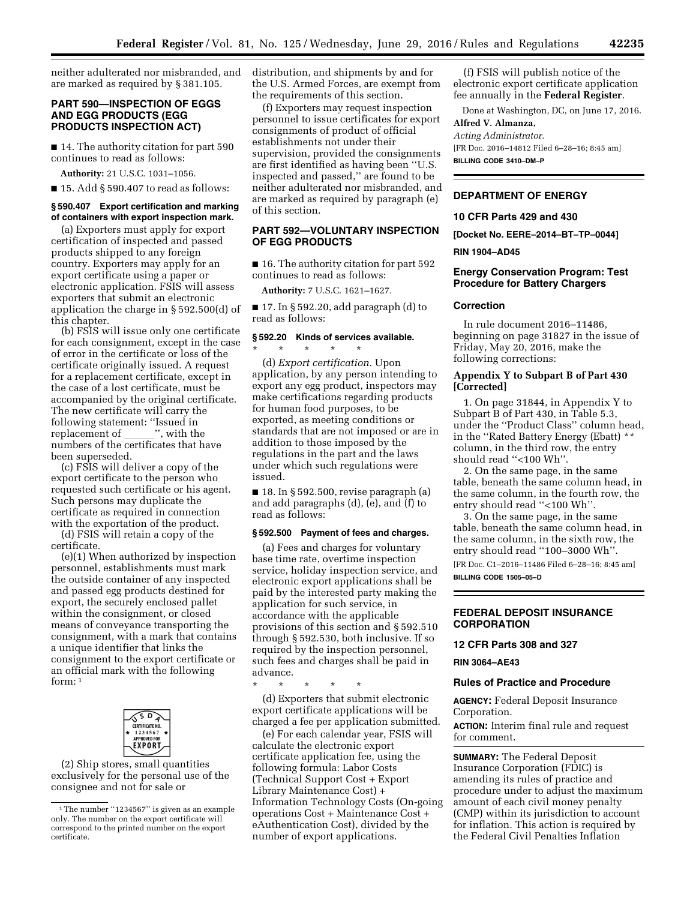neither adulterated nor misbranded, and are marked as required by § 381.105.

## PART 590—INSPECTION OF EGGS AND EGG PRODUCTS (EGG PRODUCTS INSPECTION ACT)

■ 14. The authority citation for part 590 continues to read as follows:

**Authority:** 21 U.S.C. 1031–1056.

■ 15. Add § 590.407 to read as follows:

### § 590.407 Export certification and marking of containers with export inspection mark.

(a) Exporters must apply for export certification of inspected and passed products shipped to any foreign country. Exporters may apply for an export certificate using a paper or electronic application. FSIS will assess exporters that submit an electronic application the charge in § 592.500(d) of this chapter.

(b) FSIS will issue only one certificate for each consignment, except in the case of error in the certificate or loss of the certificate originally issued. A request for a replacement certificate, except in the case of a lost certificate, must be accompanied by the original certificate. The new certificate will carry the following statement: ''Issued in replacement of \_\_\_\_\_'', with the numbers of the certificates that have been superseded.

(c) FSIS will deliver a copy of the export certificate to the person who requested such certificate or his agent. Such persons may duplicate the certificate as required in connection with the exportation of the product.

(d) FSIS will retain a copy of the certificate.

(e)(1) When authorized by inspection personnel, establishments must mark the outside container of any inspected and passed egg products destined for export, the securely enclosed pallet within the consignment, or closed means of conveyance transporting the consignment, with a mark that contains a unique identifier that links the consignment to the export certificate or an official mark with the following form: [1]

USDA
CERTIFICATE NO.
1234567
APPROVED FOR
EXPORT

(2) Ship stores, small quantities exclusively for the personal use of the consignee and not for sale or distribution, and shipments by and for the U.S. Armed Forces, are exempt from the requirements of this section.

(f) Exporters may request inspection personnel to issue certificates for export consignments of product of official establishments not under their supervision, provided the consignments are first identified as having been ''U.S. inspected and passed,'' are found to be neither adulterated nor misbranded, and are marked as required by paragraph (e) of this section.

[1] The number ''1234567'' is given as an example only. The number on the export certificate will correspond to the printed number on the export certificate.

## PART 592—VOLUNTARY INSPECTION OF EGG PRODUCTS

■ 16. The authority citation for part 592 continues to read as follows:

**Authority:** 7 U.S.C. 1621–1627.

■ 17. In § 592.20, add paragraph (d) to read as follows:

### § 592.20 Kinds of services available.

\* \* \* \* \*

(d) *Export certification.* Upon application, by any person intending to export any egg product, inspectors may make certifications regarding products for human food purposes, to be exported, as meeting conditions or standards that are not imposed or are in addition to those imposed by the regulations in the part and the laws under which such regulations were issued.

■ 18. In § 592.500, revise paragraph (a) and add paragraphs (d), (e), and (f) to read as follows:

### § 592.500 Payment of fees and charges.

(a) Fees and charges for voluntary base time rate, overtime inspection service, holiday inspection service, and electronic export applications shall be paid by the interested party making the application for such service, in accordance with the applicable provisions of this section and § 592.510 through § 592.530, both inclusive. If so required by the inspection personnel, such fees and charges shall be paid in advance.

\* \* \* \* \*

(d) Exporters that submit electronic export certificate applications will be charged a fee per application submitted.

(e) For each calendar year, FSIS will calculate the electronic export certificate application fee, using the following formula: Labor Costs (Technical Support Cost + Export Library Maintenance Cost) + Information Technology Costs (On-going operations Cost + Maintenance Cost + eAuthentication Cost), divided by the number of export applications.

(f) FSIS will publish notice of the electronic export certificate application fee annually in the **Federal Register**.

Done at Washington, DC, on June 17, 2016.

**Alfred V. Almanza,**

*Acting Administrator.*

[FR Doc. 2016–14812 Filed 6–28–16; 8:45 am]

**BILLING CODE 3410–DM–P**

---

## DEPARTMENT OF ENERGY

### 10 CFR Parts 429 and 430

**[Docket No. EERE–2014–BT–TP–0044]**

**RIN 1904–AD45**

### Energy Conservation Program: Test Procedure for Battery Chargers

### Correction

In rule document 2016–11486, beginning on page 31827 in the issue of Friday, May 20, 2016, make the following corrections:

### Appendix Y to Subpart B of Part 430 [Corrected]

1. On page 31844, in Appendix Y to Subpart B of Part 430, in Table 5.3, under the ''Product Class'' column head, in the ''Rated Battery Energy (Ebatt) \*\* column, in the third row, the entry should read ''<100 Wh''.

2. On the same page, in the same table, beneath the same column head, in the same column, in the fourth row, the entry should read ''<100 Wh''.

3. On the same page, in the same table, beneath the same column head, in the same column, in the sixth row, the entry should read ''100–3000 Wh''.

[FR Doc. C1–2016–11486 Filed 6–28–16; 8:45 am]

**BILLING CODE 1505–05–D**

---

## FEDERAL DEPOSIT INSURANCE CORPORATION

### 12 CFR Parts 308 and 327

**RIN 3064–AE43**

### Rules of Practice and Procedure

**AGENCY:** Federal Deposit Insurance Corporation.

**ACTION:** Interim final rule and request for comment.

**SUMMARY:** The Federal Deposit Insurance Corporation (FDIC) is amending its rules of practice and procedure under to adjust the maximum amount of each civil money penalty (CMP) within its jurisdiction to account for inflation. This action is required by the Federal Civil Penalties Inflation